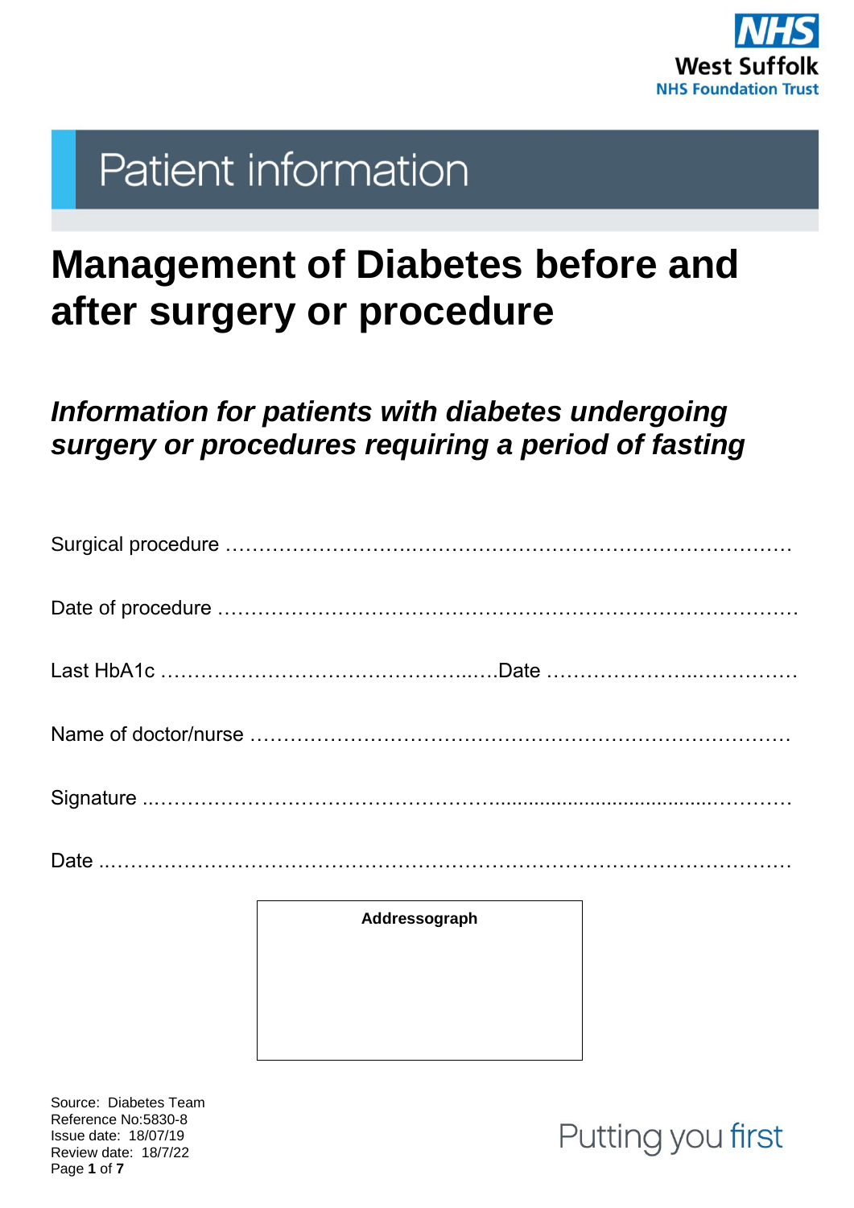NHS
West Suffolk
NHS Foundation Trust

# Patient information

# Management of Diabetes before and after surgery or procedure

## *Information for patients with diabetes undergoing surgery or procedures requiring a period of fasting*

Surgical procedure ……………………..……………………………………………………

Date of procedure ……………………………………………………………………………

Last HbA1c …………………………………….…..….Date ……………………..……………

Name of doctor/nurse ………………………………………………………………………

Signature ..…………………………………………….......................................…………

Date ..…………………………………………………………………………………………

**Addressograph**

Source: Diabetes Team
Reference No:5830-8
Issue date: 18/07/19
Review date: 18/7/22

Putting you first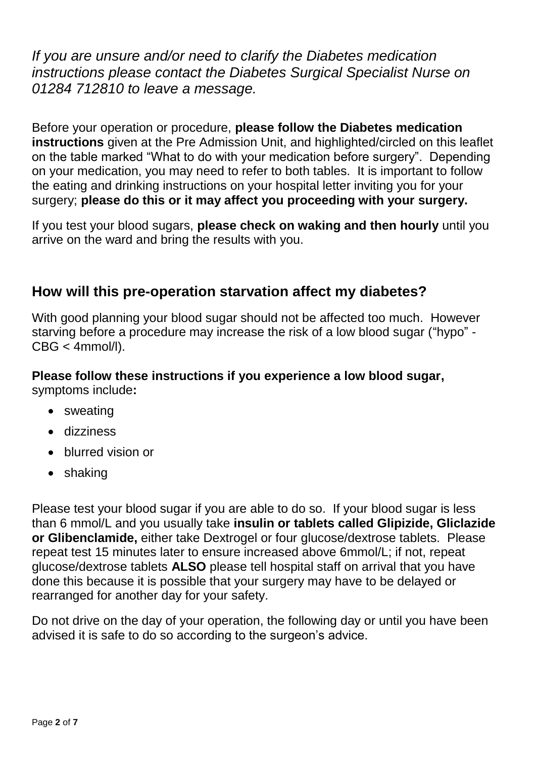*If you are unsure and/or need to clarify the Diabetes medication instructions please contact the Diabetes Surgical Specialist Nurse on 01284 712810 to leave a message.*

Before your operation or procedure, **please follow the Diabetes medication instructions** given at the Pre Admission Unit, and highlighted/circled on this leaflet on the table marked "What to do with your medication before surgery". Depending on your medication, you may need to refer to both tables. It is important to follow the eating and drinking instructions on your hospital letter inviting you for your surgery; **please do this or it may affect you proceeding with your surgery.**

If you test your blood sugars, **please check on waking and then hourly** until you arrive on the ward and bring the results with you.

## How will this pre-operation starvation affect my diabetes?

With good planning your blood sugar should not be affected too much. However starving before a procedure may increase the risk of a low blood sugar ("hypo" - CBG < 4mmol/l).

**Please follow these instructions if you experience a low blood sugar,** symptoms include**:**

- sweating
- dizziness
- blurred vision or
- shaking

Please test your blood sugar if you are able to do so. If your blood sugar is less than 6 mmol/L and you usually take **insulin or tablets called Glipizide, Gliclazide or Glibenclamide,** either take Dextrogel or four glucose/dextrose tablets. Please repeat test 15 minutes later to ensure increased above 6mmol/L; if not, repeat glucose/dextrose tablets **ALSO** please tell hospital staff on arrival that you have done this because it is possible that your surgery may have to be delayed or rearranged for another day for your safety.

Do not drive on the day of your operation, the following day or until you have been advised it is safe to do so according to the surgeon's advice.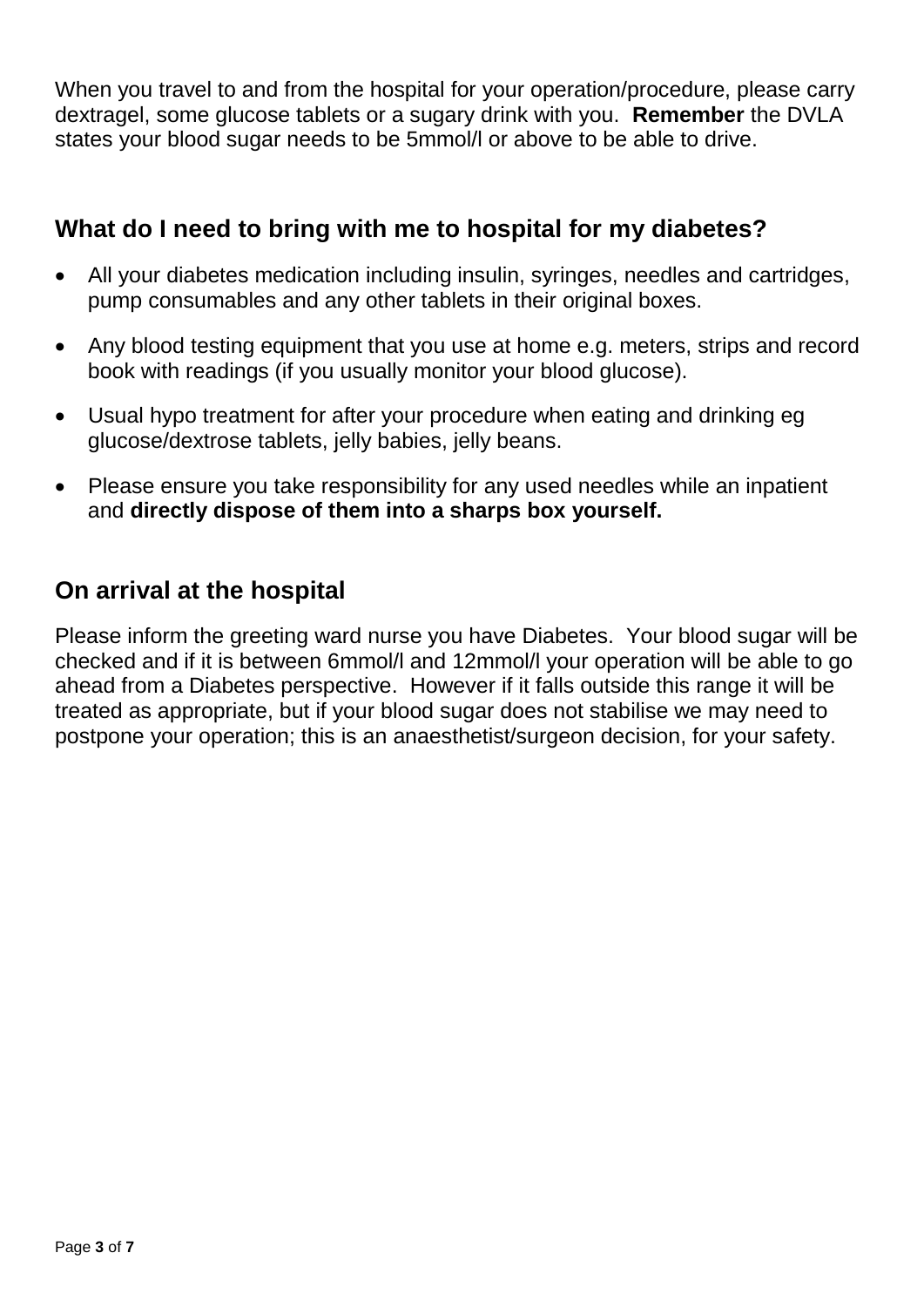When you travel to and from the hospital for your operation/procedure, please carry dextragel, some glucose tablets or a sugary drink with you. **Remember** the DVLA states your blood sugar needs to be 5mmol/l or above to be able to drive.

## What do I need to bring with me to hospital for my diabetes?

- All your diabetes medication including insulin, syringes, needles and cartridges, pump consumables and any other tablets in their original boxes.
- Any blood testing equipment that you use at home e.g. meters, strips and record book with readings (if you usually monitor your blood glucose).
- Usual hypo treatment for after your procedure when eating and drinking eg glucose/dextrose tablets, jelly babies, jelly beans.
- Please ensure you take responsibility for any used needles while an inpatient and **directly dispose of them into a sharps box yourself.**

## On arrival at the hospital

Please inform the greeting ward nurse you have Diabetes. Your blood sugar will be checked and if it is between 6mmol/l and 12mmol/l your operation will be able to go ahead from a Diabetes perspective. However if it falls outside this range it will be treated as appropriate, but if your blood sugar does not stabilise we may need to postpone your operation; this is an anaesthetist/surgeon decision, for your safety.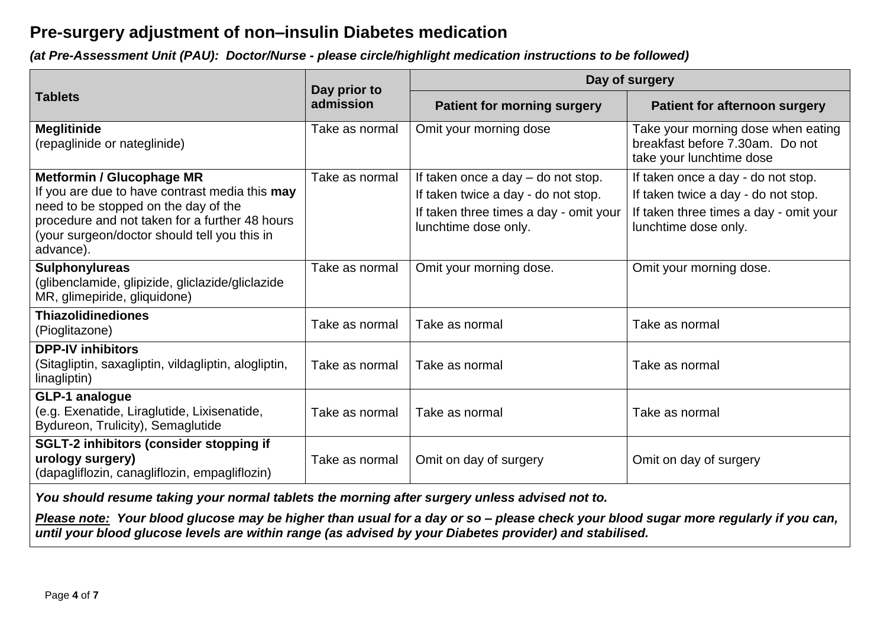## Pre-surgery adjustment of non–insulin Diabetes medication

***(at Pre-Assessment Unit (PAU): Doctor/Nurse - please circle/highlight medication instructions to be followed)***

| **Tablets** | **Day prior to admission** | **Day of surgery** | |
|---|---|---|---|
| | | **Patient for morning surgery** | **Patient for afternoon surgery** |
| **Meglitinide**<br>(repaglinide or nateglinide) | Take as normal | Omit your morning dose | Take your morning dose when eating breakfast before 7.30am. Do not take your lunchtime dose |
| **Metformin / Glucophage MR**<br>If you are due to have contrast media this **may** need to be stopped on the day of the procedure and not taken for a further 48 hours (your surgeon/doctor should tell you this in advance). | Take as normal | If taken once a day – do not stop.<br>If taken twice a day - do not stop.<br>If taken three times a day - omit your lunchtime dose only. | If taken once a day - do not stop.<br>If taken twice a day - do not stop.<br>If taken three times a day - omit your lunchtime dose only. |
| **Sulphonylureas**<br>(glibenclamide, glipizide, gliclazide/gliclazide MR, glimepiride, gliquidone) | Take as normal | Omit your morning dose. | Omit your morning dose. |
| **Thiazolidinediones**<br>(Pioglitazone) | Take as normal | Take as normal | Take as normal |
| **DPP-IV inhibitors**<br>(Sitagliptin, saxagliptin, vildagliptin, alogliptin, linagliptin) | Take as normal | Take as normal | Take as normal |
| **GLP-1 analogue**<br>(e.g. Exenatide, Liraglutide, Lixisenatide, Bydureon, Trulicity), Semaglutide | Take as normal | Take as normal | Take as normal |
| **SGLT-2 inhibitors (consider stopping if urology surgery)**<br>(dapagliflozin, canagliflozin, empagliflozin) | Take as normal | Omit on day of surgery | Omit on day of surgery |

***You should resume taking your normal tablets the morning after surgery unless advised not to.***

***<u>Please note:</u> Your blood glucose may be higher than usual for a day or so – please check your blood sugar more regularly if you can, until your blood glucose levels are within range (as advised by your Diabetes provider) and stabilised.***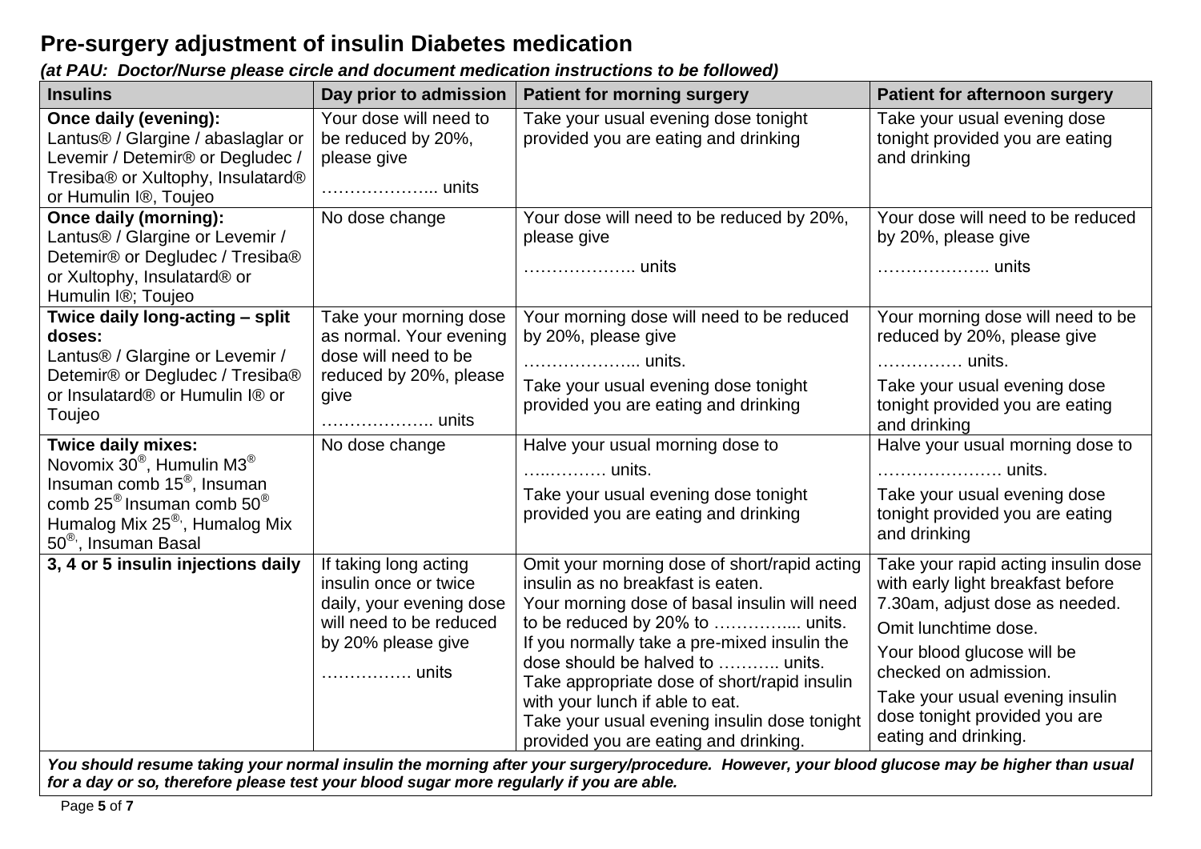## Pre-surgery adjustment of insulin Diabetes medication

***(at PAU: Doctor/Nurse please circle and document medication instructions to be followed)***

| Insulins | Day prior to admission | Patient for morning surgery | Patient for afternoon surgery |
|---|---|---|---|
| **Once daily (evening):** Lantus® / Glargine / abaslaglar or Levemir / Detemir® or Degludec / Tresiba® or Xultophy, Insulatard® or Humulin I®, Toujeo | Your dose will need to be reduced by 20%, please give ……………….. units | Take your usual evening dose tonight provided you are eating and drinking | Take your usual evening dose tonight provided you are eating and drinking |
| **Once daily (morning):** Lantus® / Glargine or Levemir / Detemir® or Degludec / Tresiba® or Xultophy, Insulatard® or Humulin I®; Toujeo | No dose change | Your dose will need to be reduced by 20%, please give ……………….. units | Your dose will need to be reduced by 20%, please give ……………….. units |
| **Twice daily long-acting – split doses:** Lantus® / Glargine or Levemir / Detemir® or Degludec / Tresiba® or Insulatard® or Humulin I® or Toujeo | Take your morning dose as normal. Your evening dose will need to be reduced by 20%, please give ……………….. units | Your morning dose will need to be reduced by 20%, please give ……………….. units. Take your usual evening dose tonight provided you are eating and drinking | Your morning dose will need to be reduced by 20%, please give …………… units. Take your usual evening dose tonight provided you are eating and drinking |
| **Twice daily mixes:** Novomix 30®, Humulin M3® Insuman comb 15®, Insuman comb 25® Insuman comb 50® Humalog Mix 25®, Humalog Mix 50®, Insuman Basal | No dose change | Halve your usual morning dose to ….……… units. Take your usual evening dose tonight provided you are eating and drinking | Halve your usual morning dose to …………………. units. Take your usual evening dose tonight provided you are eating and drinking |
| **3, 4 or 5 insulin injections daily** | If taking long acting insulin once or twice daily, your evening dose will need to be reduced by 20% please give ……………. units | Omit your morning dose of short/rapid acting insulin as no breakfast is eaten. Your morning dose of basal insulin will need to be reduced by 20% to …………..... units. If you normally take a pre-mixed insulin the dose should be halved to ……….. units. Take appropriate dose of short/rapid insulin with your lunch if able to eat. Take your usual evening insulin dose tonight provided you are eating and drinking. | Take your rapid acting insulin dose with early light breakfast before 7.30am, adjust dose as needed. Omit lunchtime dose. Your blood glucose will be checked on admission. Take your usual evening insulin dose tonight provided you are eating and drinking. |

***You should resume taking your normal insulin the morning after your surgery/procedure. However, your blood glucose may be higher than usual for a day or so, therefore please test your blood sugar more regularly if you are able.***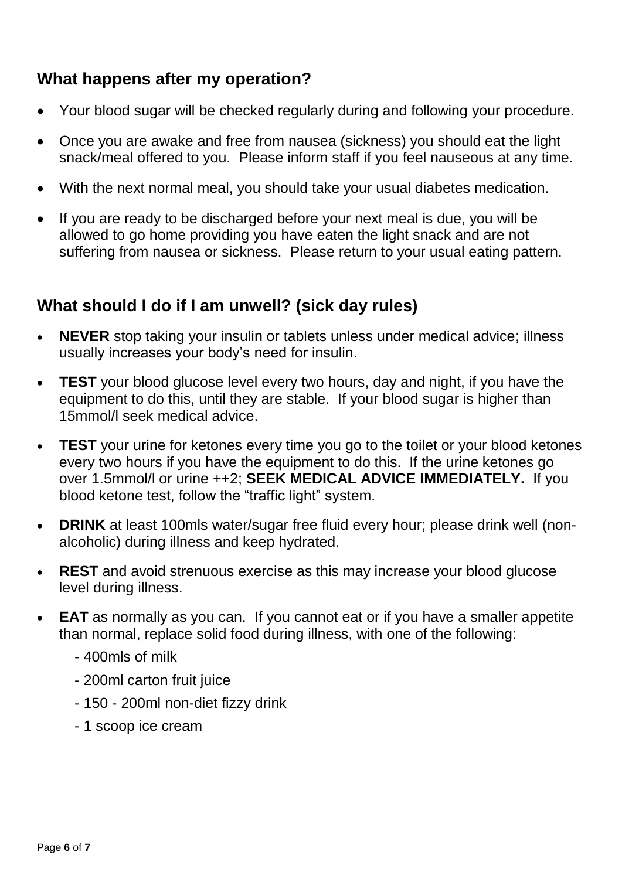## What happens after my operation?

- Your blood sugar will be checked regularly during and following your procedure.
- Once you are awake and free from nausea (sickness) you should eat the light snack/meal offered to you. Please inform staff if you feel nauseous at any time.
- With the next normal meal, you should take your usual diabetes medication.
- If you are ready to be discharged before your next meal is due, you will be allowed to go home providing you have eaten the light snack and are not suffering from nausea or sickness. Please return to your usual eating pattern.

## What should I do if I am unwell? (sick day rules)

- **NEVER** stop taking your insulin or tablets unless under medical advice; illness usually increases your body's need for insulin.
- **TEST** your blood glucose level every two hours, day and night, if you have the equipment to do this, until they are stable. If your blood sugar is higher than 15mmol/l seek medical advice.
- **TEST** your urine for ketones every time you go to the toilet or your blood ketones every two hours if you have the equipment to do this. If the urine ketones go over 1.5mmol/l or urine ++2; **SEEK MEDICAL ADVICE IMMEDIATELY.** If you blood ketone test, follow the "traffic light" system.
- **DRINK** at least 100mls water/sugar free fluid every hour; please drink well (non-alcoholic) during illness and keep hydrated.
- **REST** and avoid strenuous exercise as this may increase your blood glucose level during illness.
- **EAT** as normally as you can. If you cannot eat or if you have a smaller appetite than normal, replace solid food during illness, with one of the following:
  - 400mls of milk
  - 200ml carton fruit juice
  - 150 - 200ml non-diet fizzy drink
  - 1 scoop ice cream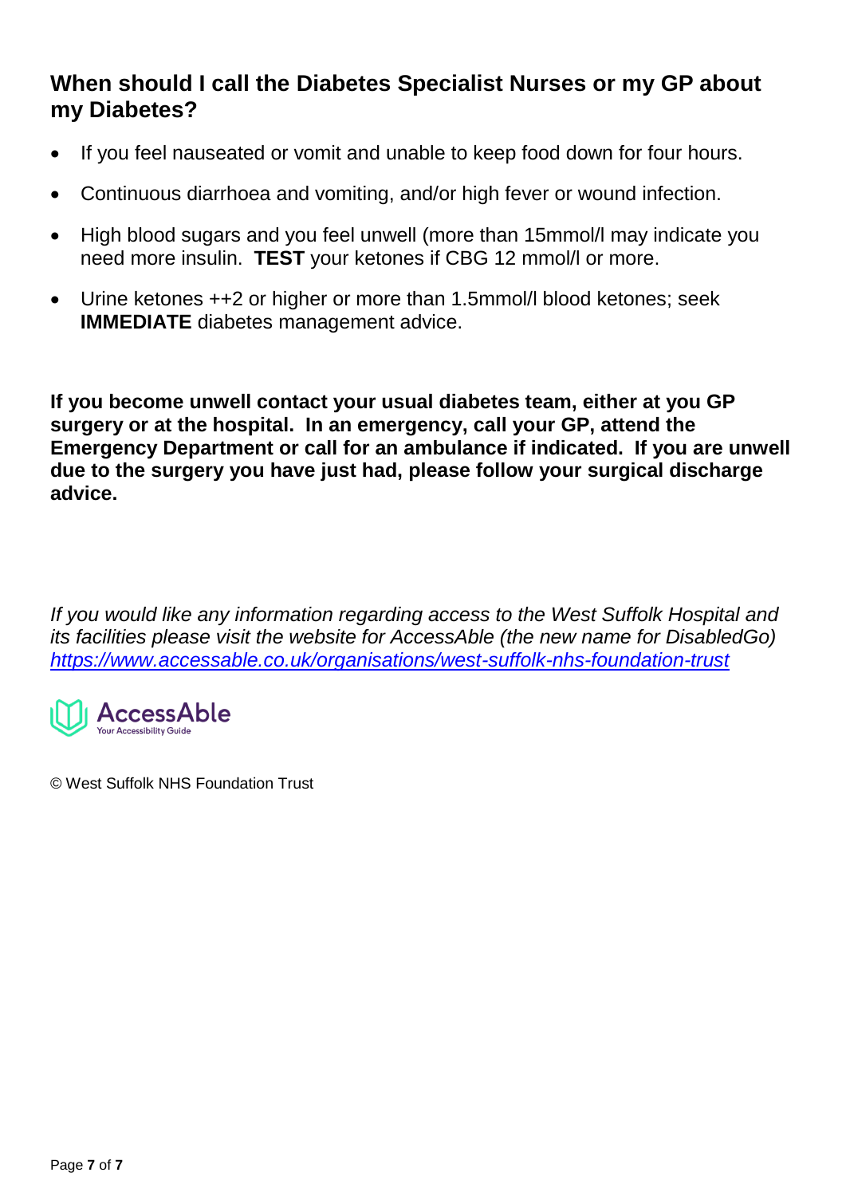## When should I call the Diabetes Specialist Nurses or my GP about my Diabetes?

- If you feel nauseated or vomit and unable to keep food down for four hours.
- Continuous diarrhoea and vomiting, and/or high fever or wound infection.
- High blood sugars and you feel unwell (more than 15mmol/l may indicate you need more insulin. **TEST** your ketones if CBG 12 mmol/l or more.
- Urine ketones ++2 or higher or more than 1.5mmol/l blood ketones; seek **IMMEDIATE** diabetes management advice.

**If you become unwell contact your usual diabetes team, either at you GP surgery or at the hospital. In an emergency, call your GP, attend the Emergency Department or call for an ambulance if indicated. If you are unwell due to the surgery you have just had, please follow your surgical discharge advice.**

*If you would like any information regarding access to the West Suffolk Hospital and its facilities please visit the website for AccessAble (the new name for DisabledGo) https://www.accessable.co.uk/organisations/west-suffolk-nhs-foundation-trust*

AccessAble
Your Accessibility Guide

© West Suffolk NHS Foundation Trust